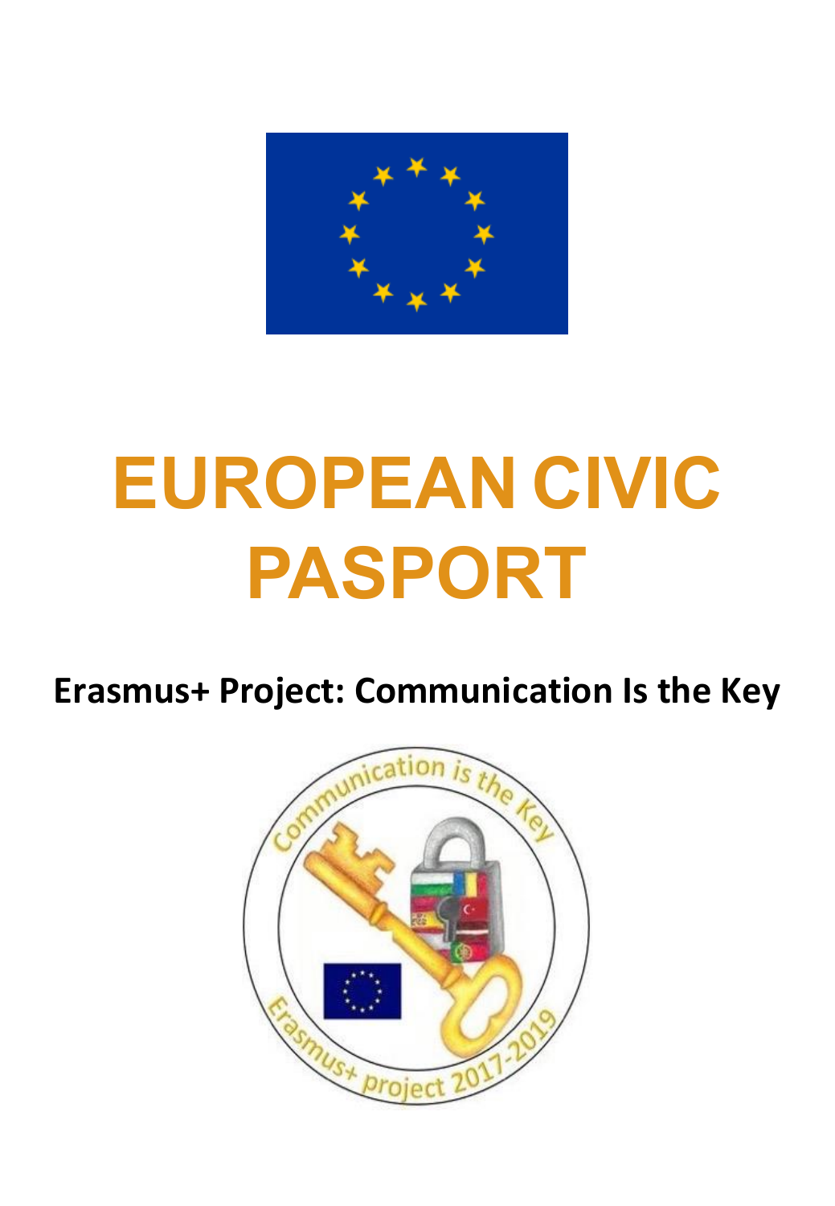# EUROPEAN CIVIC PASPORT

**Erasmus+ Project: Communication Is the Key**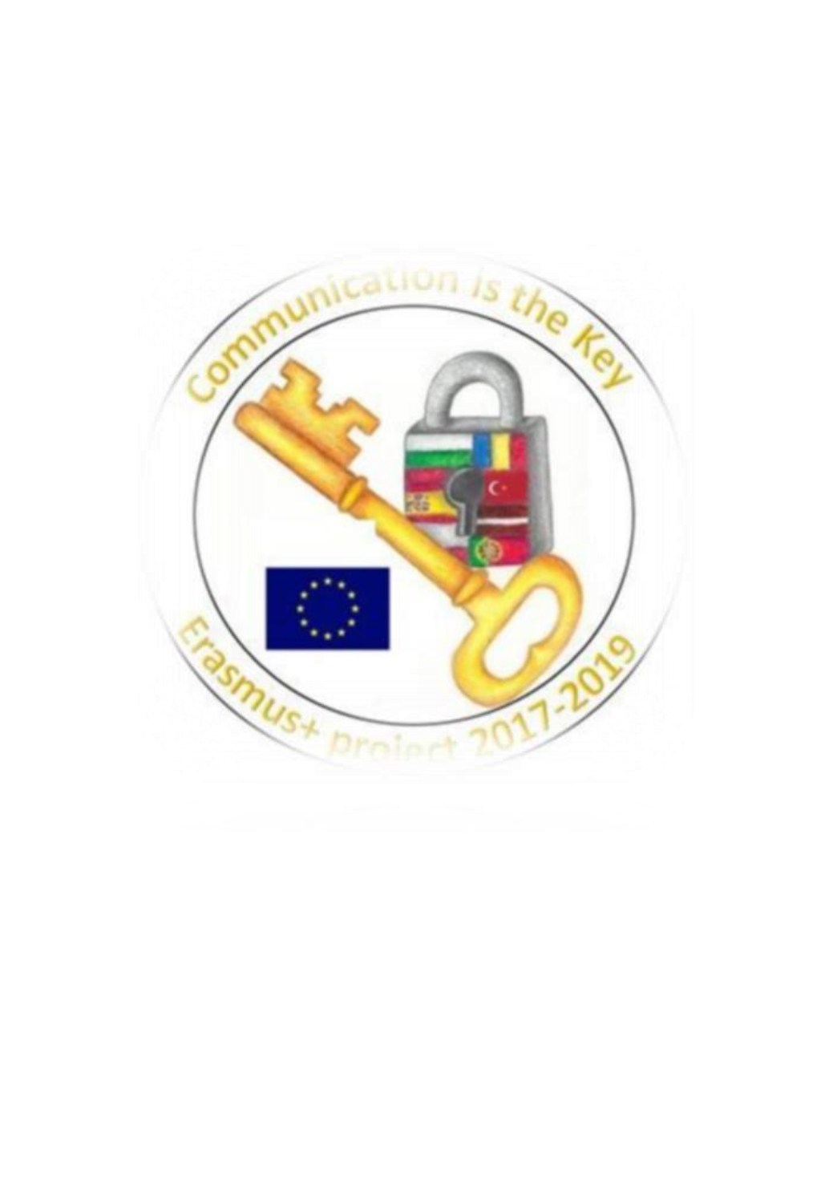Communication is the Key

Erasmus+ project 2017-2019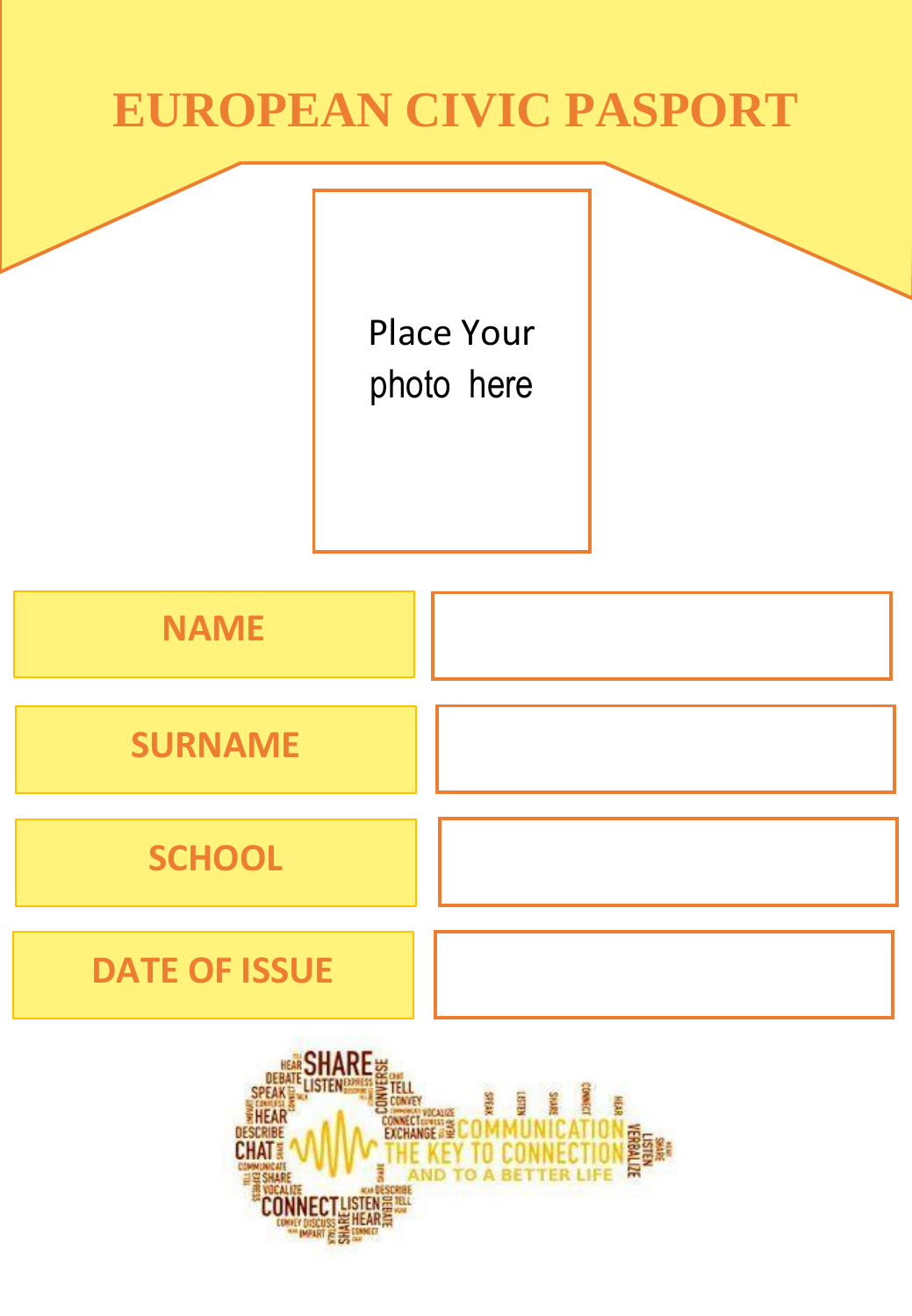# EUROPEAN CIVIC PASPORT

Place Your photo here

| NAME | |
| --- | --- |
| SURNAME | |
| SCHOOL | |
| DATE OF ISSUE | |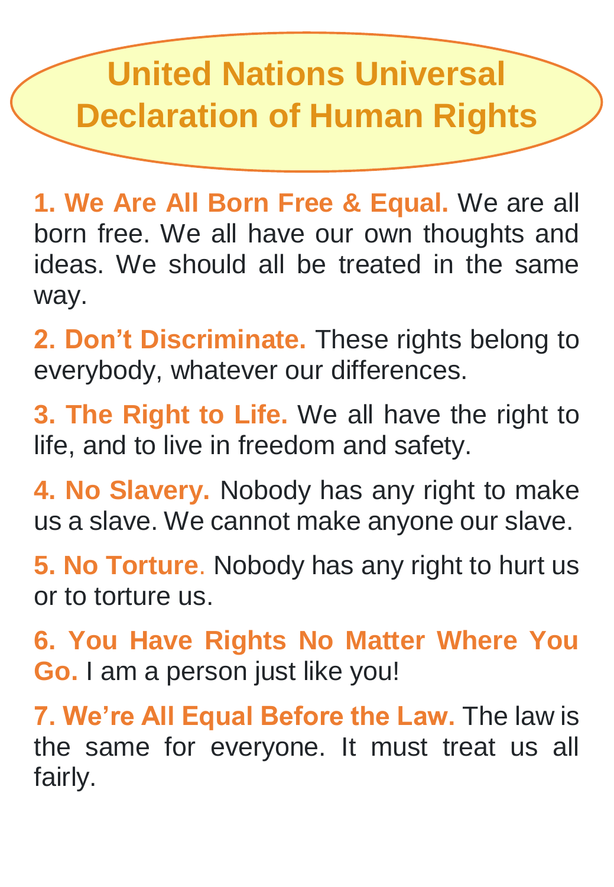# United Nations Universal Declaration of Human Rights

**1. We Are All Born Free & Equal.** We are all born free. We all have our own thoughts and ideas. We should all be treated in the same way.

**2. Don’t Discriminate.** These rights belong to everybody, whatever our differences.

**3. The Right to Life.** We all have the right to life, and to live in freedom and safety.

**4. No Slavery.** Nobody has any right to make us a slave. We cannot make anyone our slave.

**5. No Torture**. Nobody has any right to hurt us or to torture us.

**6. You Have Rights No Matter Where You Go.** I am a person just like you!

**7. We’re All Equal Before the Law.** The law is the same for everyone. It must treat us all fairly.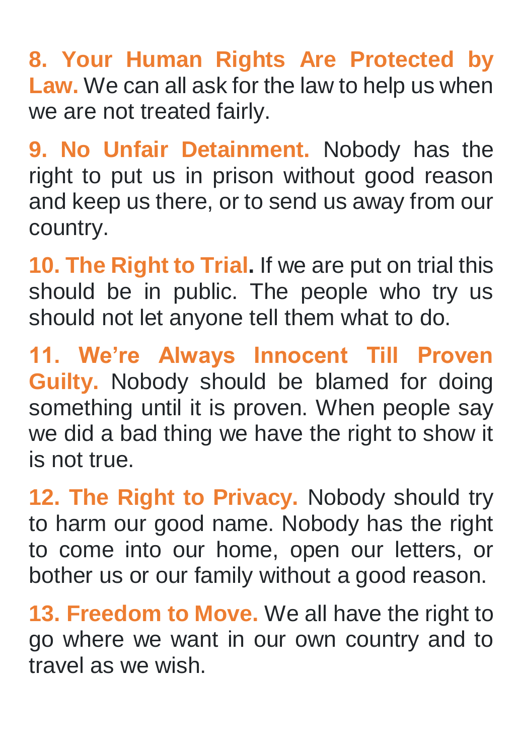**8. Your Human Rights Are Protected by Law.** We can all ask for the law to help us when we are not treated fairly.

**9. No Unfair Detainment.** Nobody has the right to put us in prison without good reason and keep us there, or to send us away from our country.

**10. The Right to Trial.** If we are put on trial this should be in public. The people who try us should not let anyone tell them what to do.

**11. We're Always Innocent Till Proven Guilty.** Nobody should be blamed for doing something until it is proven. When people say we did a bad thing we have the right to show it is not true.

**12. The Right to Privacy.** Nobody should try to harm our good name. Nobody has the right to come into our home, open our letters, or bother us or our family without a good reason.

**13. Freedom to Move.** We all have the right to go where we want in our own country and to travel as we wish.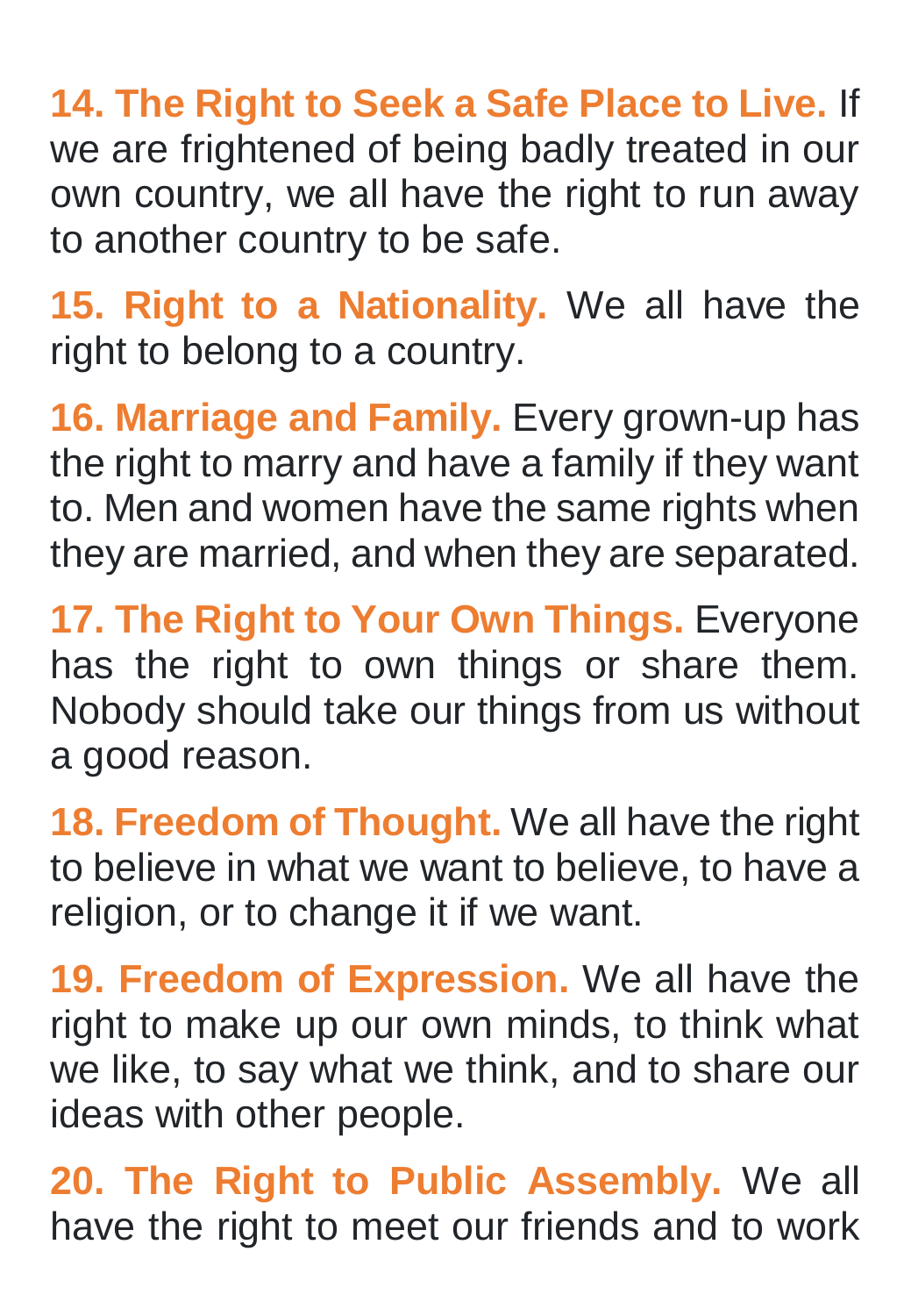**14. The Right to Seek a Safe Place to Live.** If we are frightened of being badly treated in our own country, we all have the right to run away to another country to be safe.

**15. Right to a Nationality.** We all have the right to belong to a country.

**16. Marriage and Family.** Every grown-up has the right to marry and have a family if they want to. Men and women have the same rights when they are married, and when they are separated.

**17. The Right to Your Own Things.** Everyone has the right to own things or share them. Nobody should take our things from us without a good reason.

**18. Freedom of Thought.** We all have the right to believe in what we want to believe, to have a religion, or to change it if we want.

**19. Freedom of Expression.** We all have the right to make up our own minds, to think what we like, to say what we think, and to share our ideas with other people.

**20. The Right to Public Assembly.** We all have the right to meet our friends and to work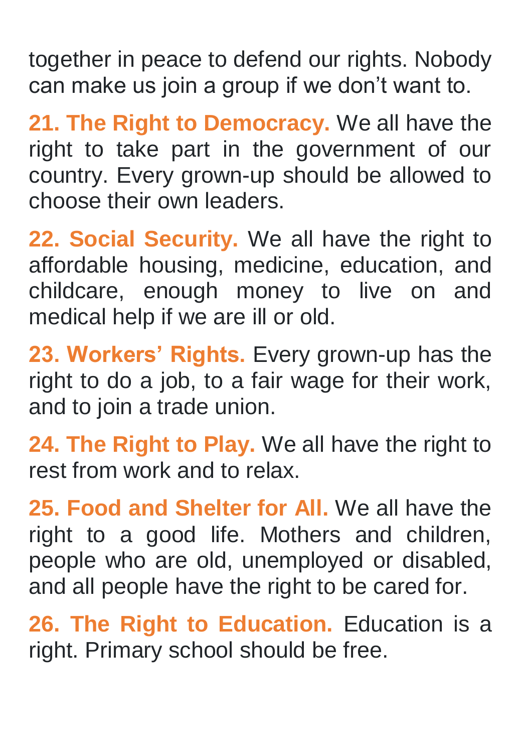together in peace to defend our rights. Nobody can make us join a group if we don't want to.

**21. The Right to Democracy.** We all have the right to take part in the government of our country. Every grown-up should be allowed to choose their own leaders.

**22. Social Security.** We all have the right to affordable housing, medicine, education, and childcare, enough money to live on and medical help if we are ill or old.

**23. Workers' Rights.** Every grown-up has the right to do a job, to a fair wage for their work, and to join a trade union.

**24. The Right to Play.** We all have the right to rest from work and to relax.

**25. Food and Shelter for All.** We all have the right to a good life. Mothers and children, people who are old, unemployed or disabled, and all people have the right to be cared for.

**26. The Right to Education.** Education is a right. Primary school should be free.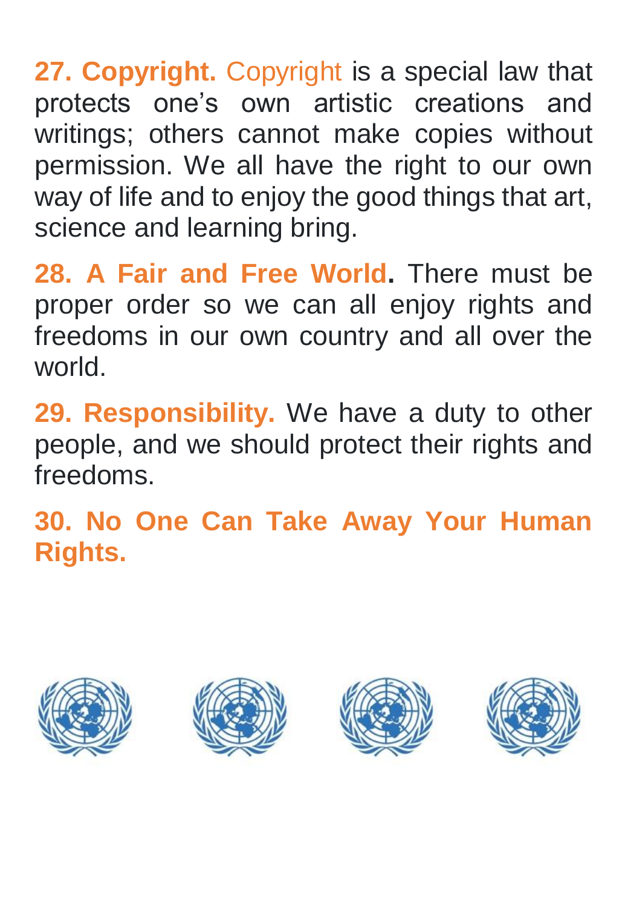**27. Copyright.** Copyright is a special law that protects one's own artistic creations and writings; others cannot make copies without permission. We all have the right to our own way of life and to enjoy the good things that art, science and learning bring.

**28. A Fair and Free World.** There must be proper order so we can all enjoy rights and freedoms in our own country and all over the world.

**29. Responsibility.** We have a duty to other people, and we should protect their rights and freedoms.

**30. No One Can Take Away Your Human Rights.**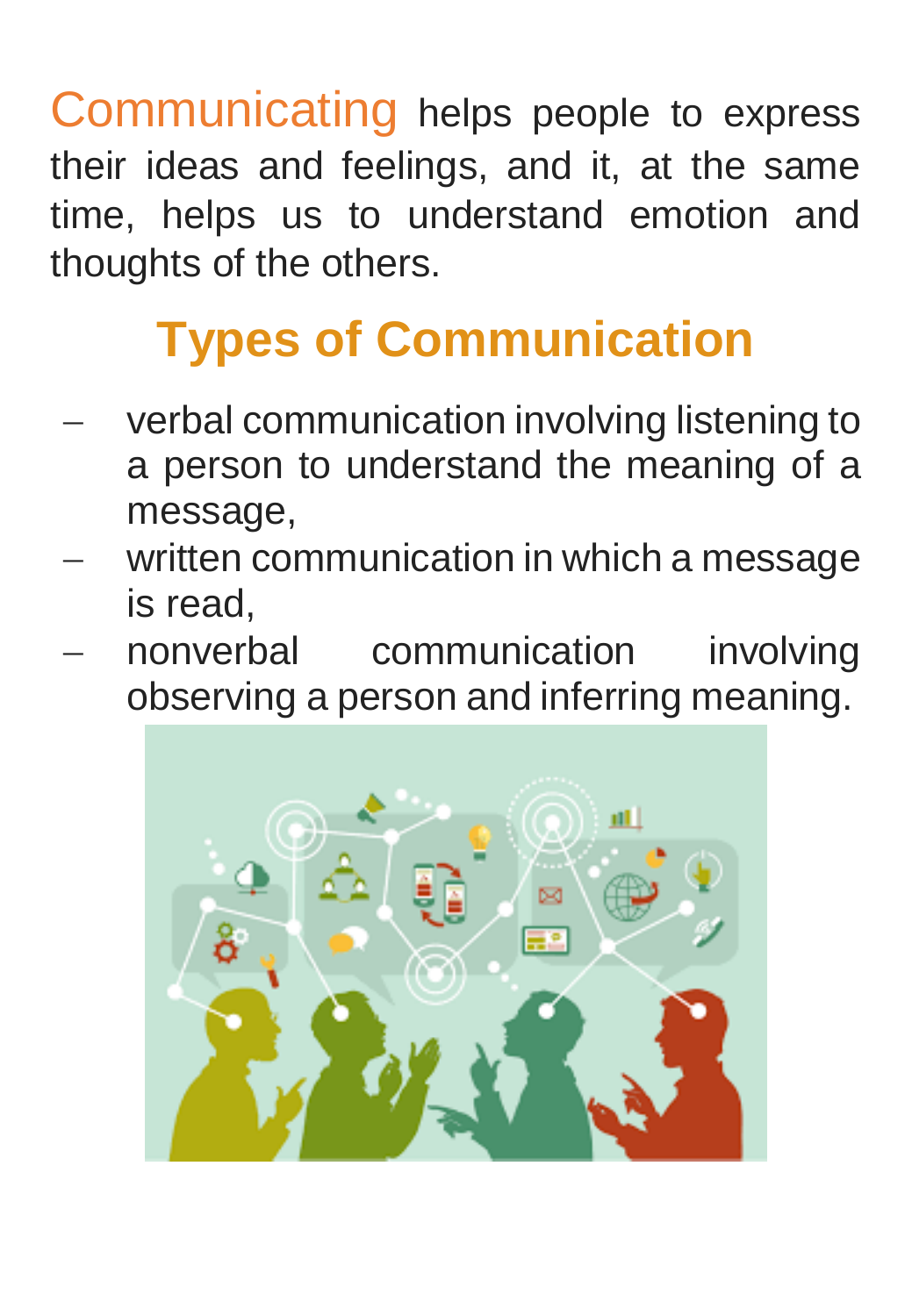Communicating helps people to express their ideas and feelings, and it, at the same time, helps us to understand emotion and thoughts of the others.

## Types of Communication

- verbal communication involving listening to a person to understand the meaning of a message,
- written communication in which a message is read,
- nonverbal communication involving observing a person and inferring meaning.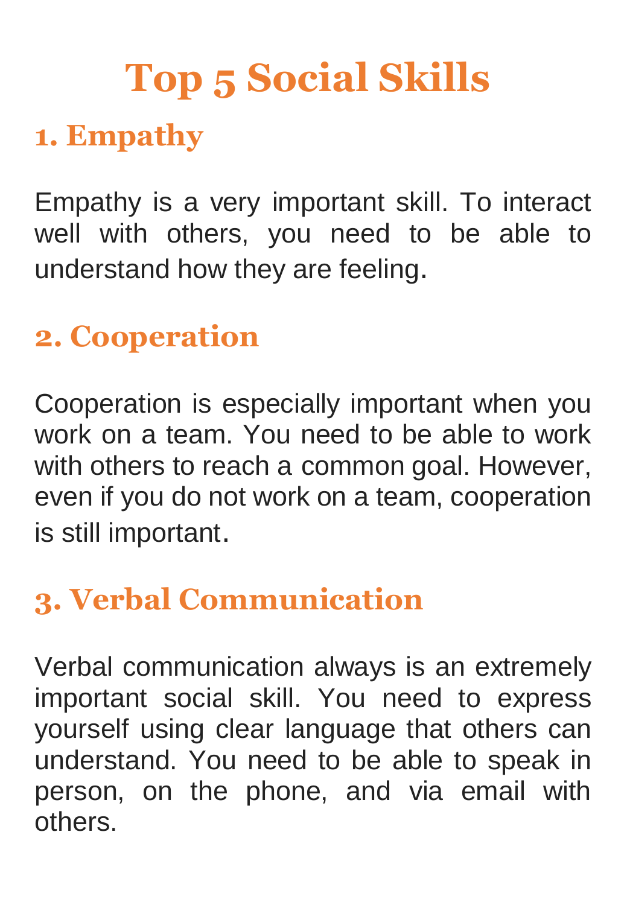# Top 5 Social Skills

## 1. Empathy

Empathy is a very important skill. To interact well with others, you need to be able to understand how they are feeling.

## 2. Cooperation

Cooperation is especially important when you work on a team. You need to be able to work with others to reach a common goal. However, even if you do not work on a team, cooperation is still important.

## 3. Verbal Communication

Verbal communication always is an extremely important social skill. You need to express yourself using clear language that others can understand. You need to be able to speak in person, on the phone, and via email with others.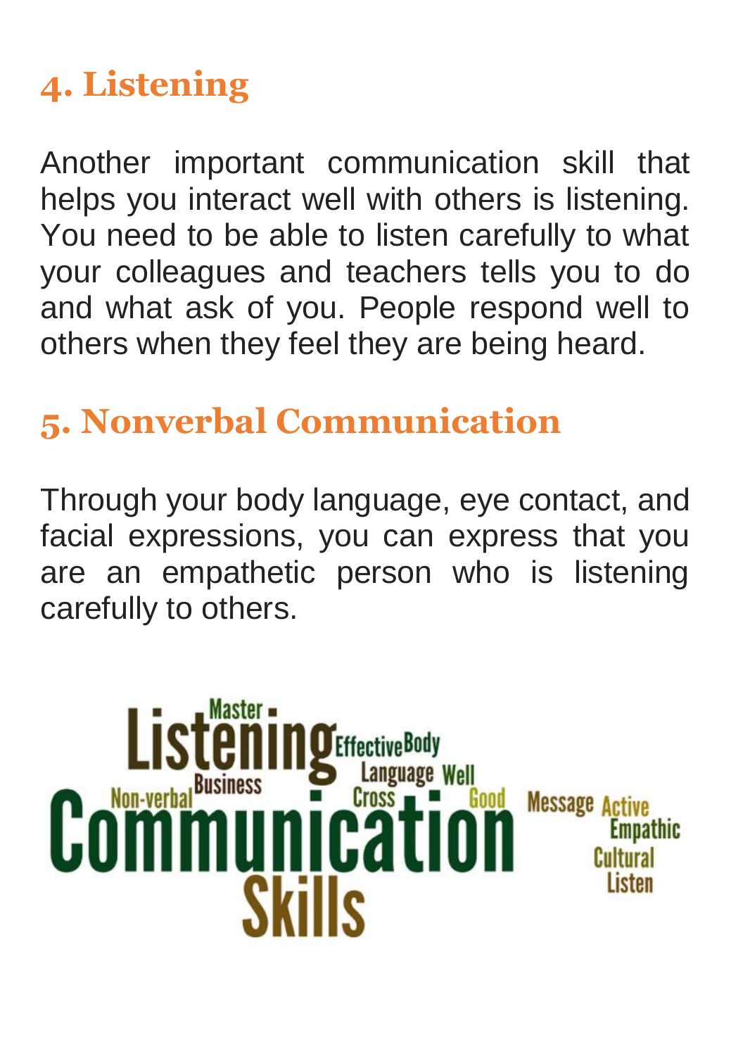## 4. Listening

Another important communication skill that helps you interact well with others is listening. You need to be able to listen carefully to what your colleagues and teachers tells you to do and what ask of you. People respond well to others when they feel they are being heard.

## 5. Nonverbal Communication

Through your body language, eye contact, and facial expressions, you can express that you are an empathetic person who is listening carefully to others.